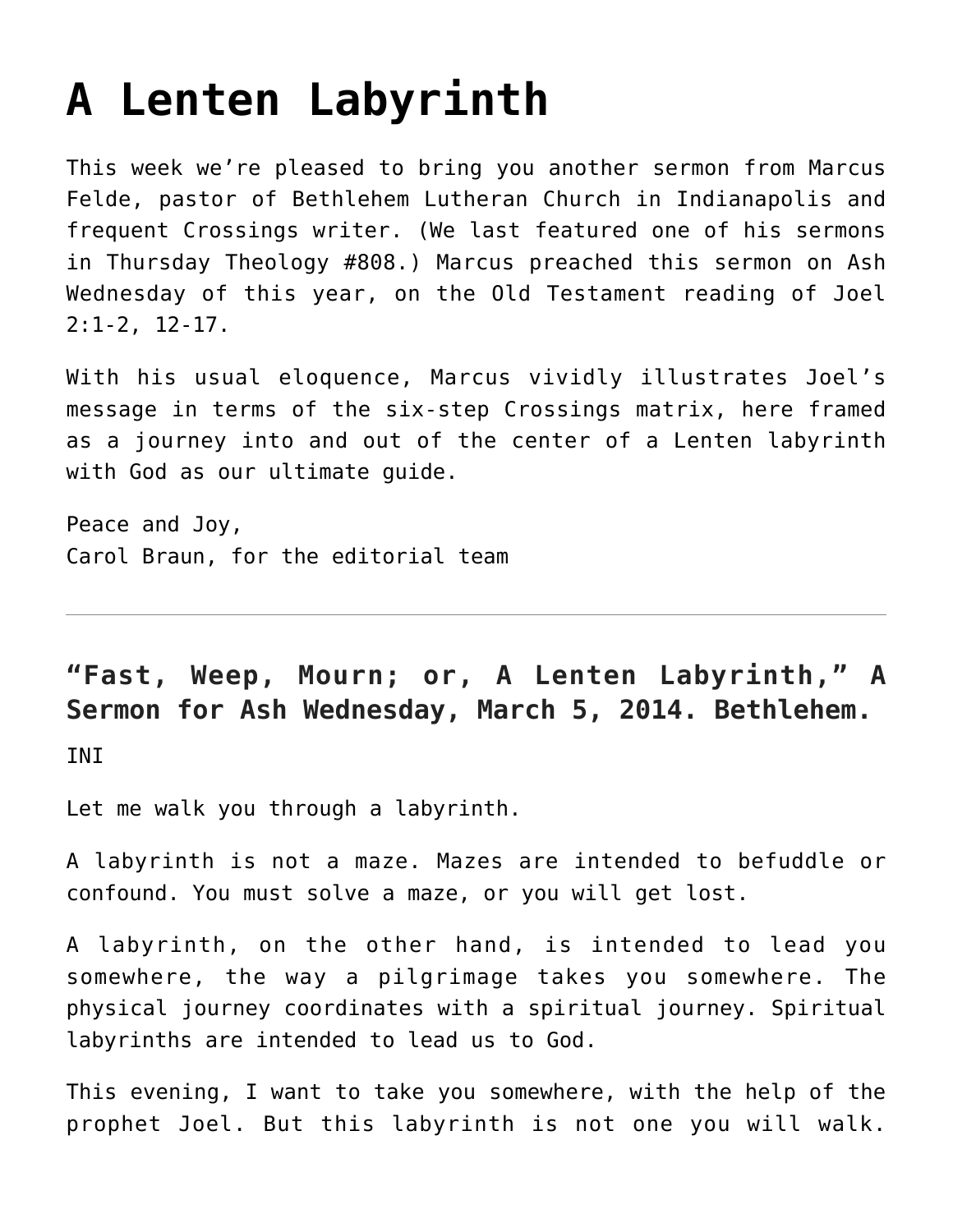# A Lenten Labyrinth

This week we're pleased to bring you another sermon from Marcus Felde, pastor of Bethlehem Lutheran Church in Indianapolis and frequent Crossings writer. (We last featured one of his sermons in Thursday Theology #808.) Marcus preached this sermon on Ash Wednesday of this year, on the Old Testament reading of Joel 2:1-2, 12-17.

With his usual eloquence, Marcus vividly illustrates Joel's message in terms of the six-step Crossings matrix, here framed as a journey into and out of the center of a Lenten labyrinth with God as our ultimate guide.

Peace and Joy,
Carol Braun, for the editorial team

---

### "Fast, Weep, Mourn; or, A Lenten Labyrinth," A Sermon for Ash Wednesday, March 5, 2014. Bethlehem.

INI

Let me walk you through a labyrinth.

A labyrinth is not a maze. Mazes are intended to befuddle or confound. You must solve a maze, or you will get lost.

A labyrinth, on the other hand, is intended to lead you somewhere, the way a pilgrimage takes you somewhere. The physical journey coordinates with a spiritual journey. Spiritual labyrinths are intended to lead us to God.

This evening, I want to take you somewhere, with the help of the prophet Joel. But this labyrinth is not one you will walk.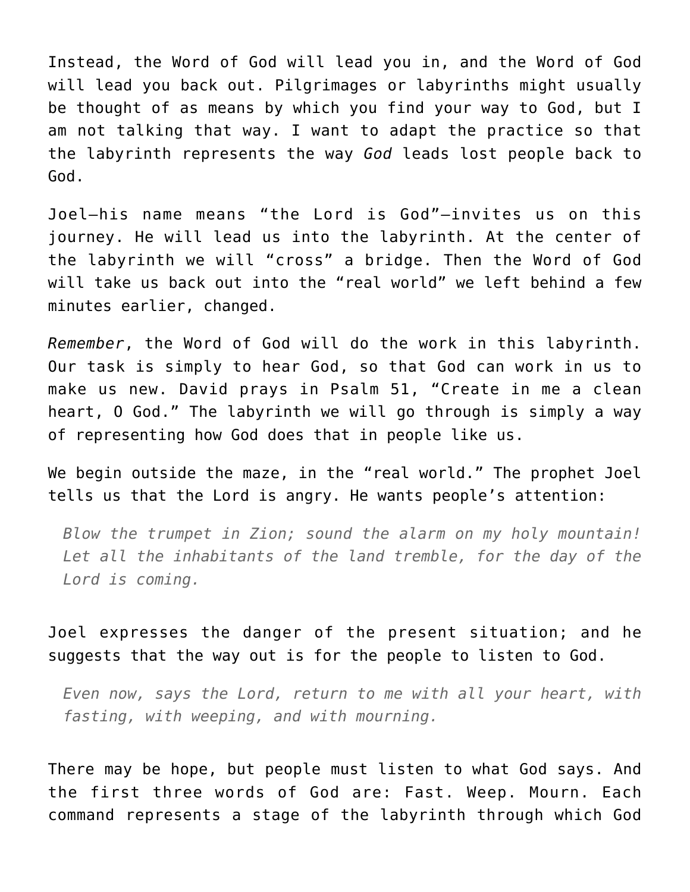Instead, the Word of God will lead you in, and the Word of God will lead you back out. Pilgrimages or labyrinths might usually be thought of as means by which you find your way to God, but I am not talking that way. I want to adapt the practice so that the labyrinth represents the way *God* leads lost people back to God.

Joel—his name means "the Lord is God"—invites us on this journey. He will lead us into the labyrinth. At the center of the labyrinth we will "cross" a bridge. Then the Word of God will take us back out into the "real world" we left behind a few minutes earlier, changed.

*Remember*, the Word of God will do the work in this labyrinth. Our task is simply to hear God, so that God can work in us to make us new. David prays in Psalm 51, "Create in me a clean heart, O God." The labyrinth we will go through is simply a way of representing how God does that in people like us.

We begin outside the maze, in the "real world." The prophet Joel tells us that the Lord is angry. He wants people's attention:

> *Blow the trumpet in Zion; sound the alarm on my holy mountain! Let all the inhabitants of the land tremble, for the day of the Lord is coming.*

Joel expresses the danger of the present situation; and he suggests that the way out is for the people to listen to God.

> *Even now, says the Lord, return to me with all your heart, with fasting, with weeping, and with mourning.*

There may be hope, but people must listen to what God says. And the first three words of God are: Fast. Weep. Mourn. Each command represents a stage of the labyrinth through which God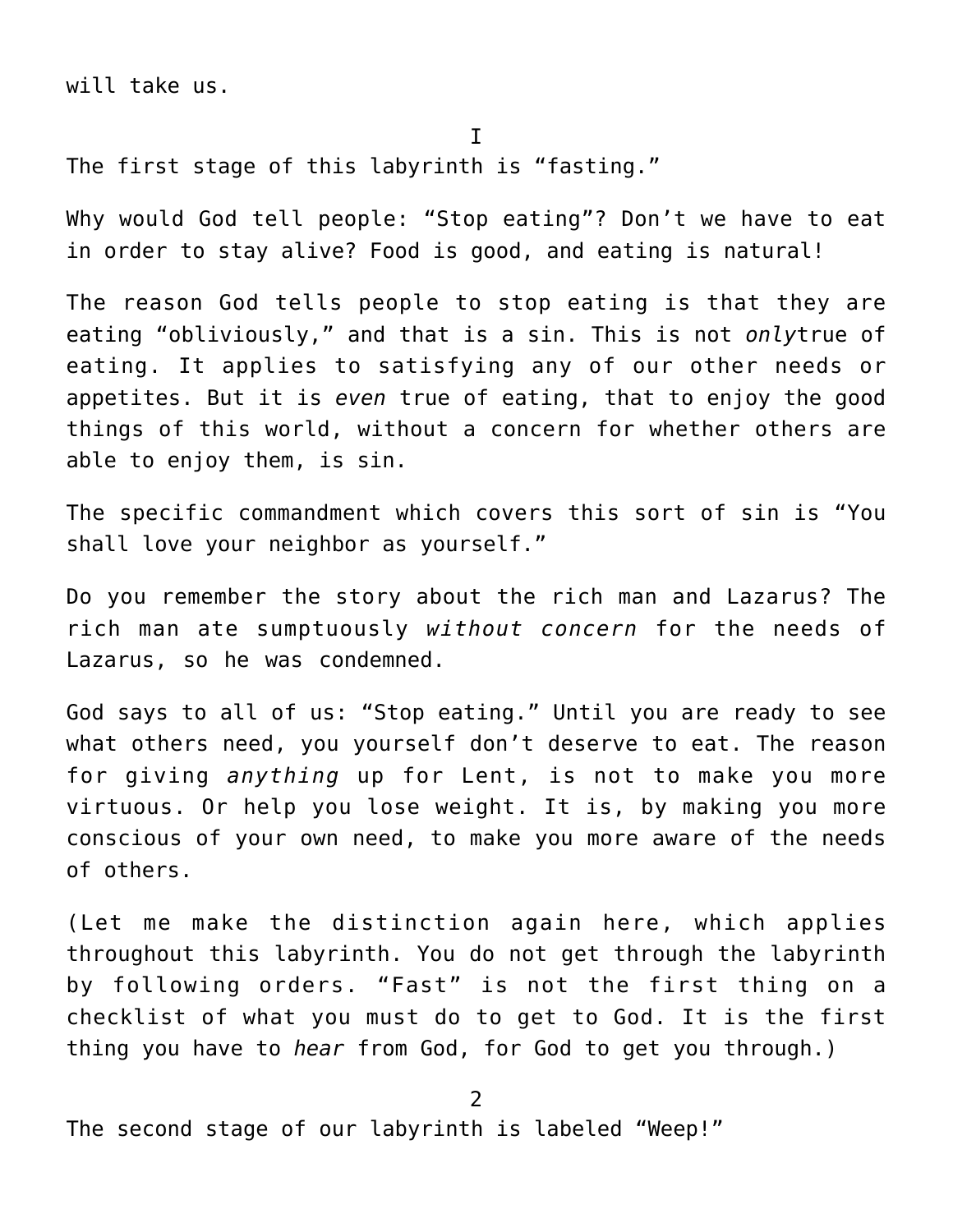will take us.

I

The first stage of this labyrinth is “fasting.”

Why would God tell people: “Stop eating”? Don’t we have to eat in order to stay alive? Food is good, and eating is natural!

The reason God tells people to stop eating is that they are eating “obliviously,” and that is a sin. This is not *only*true of eating. It applies to satisfying any of our other needs or appetites. But it is *even* true of eating, that to enjoy the good things of this world, without a concern for whether others are able to enjoy them, is sin.

The specific commandment which covers this sort of sin is “You shall love your neighbor as yourself.”

Do you remember the story about the rich man and Lazarus? The rich man ate sumptuously *without concern* for the needs of Lazarus, so he was condemned.

God says to all of us: “Stop eating.” Until you are ready to see what others need, you yourself don’t deserve to eat. The reason for giving *anything* up for Lent, is not to make you more virtuous. Or help you lose weight. It is, by making you more conscious of your own need, to make you more aware of the needs of others.

(Let me make the distinction again here, which applies throughout this labyrinth. You do not get through the labyrinth by following orders. “Fast” is not the first thing on a checklist of what you must do to get to God. It is the first thing you have to *hear* from God, for God to get you through.)

2

The second stage of our labyrinth is labeled “Weep!”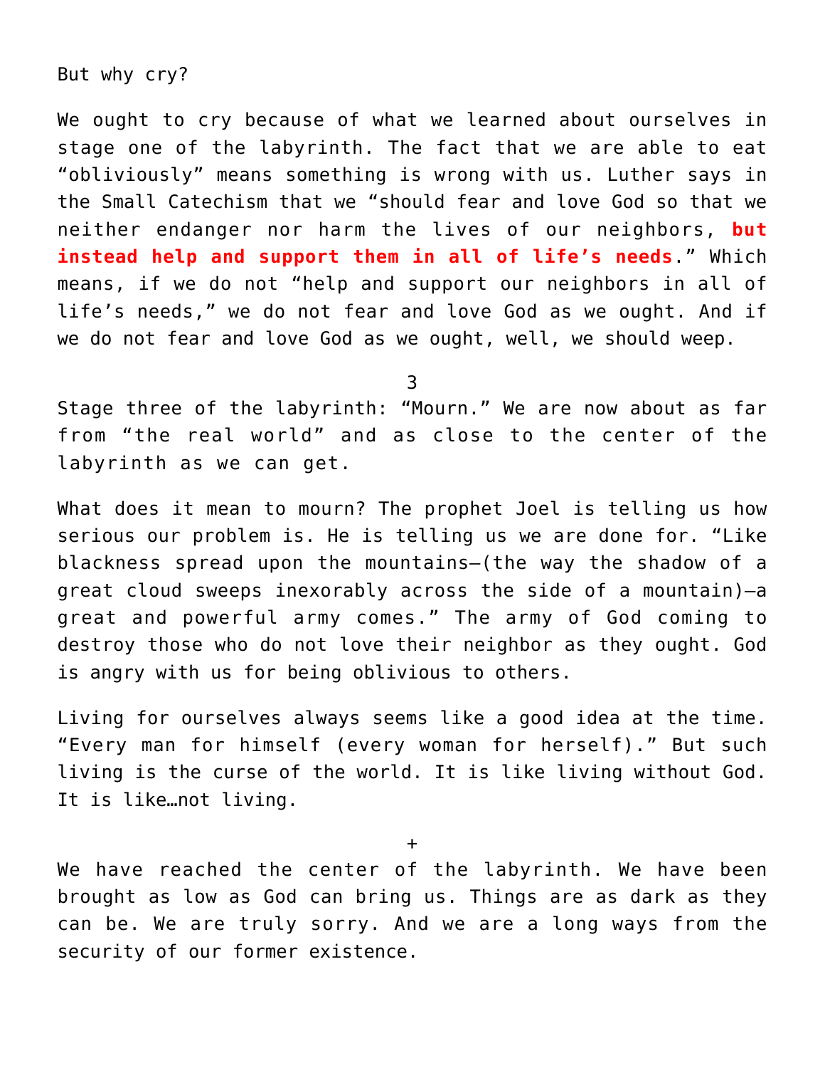But why cry?

We ought to cry because of what we learned about ourselves in stage one of the labyrinth. The fact that we are able to eat "obliviously" means something is wrong with us. Luther says in the Small Catechism that we "should fear and love God so that we neither endanger nor harm the lives of our neighbors, **but instead help and support them in all of life's needs**." Which means, if we do not "help and support our neighbors in all of life's needs," we do not fear and love God as we ought. And if we do not fear and love God as we ought, well, we should weep.

3

Stage three of the labyrinth: "Mourn." We are now about as far from "the real world" and as close to the center of the labyrinth as we can get.

What does it mean to mourn? The prophet Joel is telling us how serious our problem is. He is telling us we are done for. "Like blackness spread upon the mountains—(the way the shadow of a great cloud sweeps inexorably across the side of a mountain)—a great and powerful army comes." The army of God coming to destroy those who do not love their neighbor as they ought. God is angry with us for being oblivious to others.

Living for ourselves always seems like a good idea at the time. "Every man for himself (every woman for herself)." But such living is the curse of the world. It is like living without God. It is like…not living.

+

We have reached the center of the labyrinth. We have been brought as low as God can bring us. Things are as dark as they can be. We are truly sorry. And we are a long ways from the security of our former existence.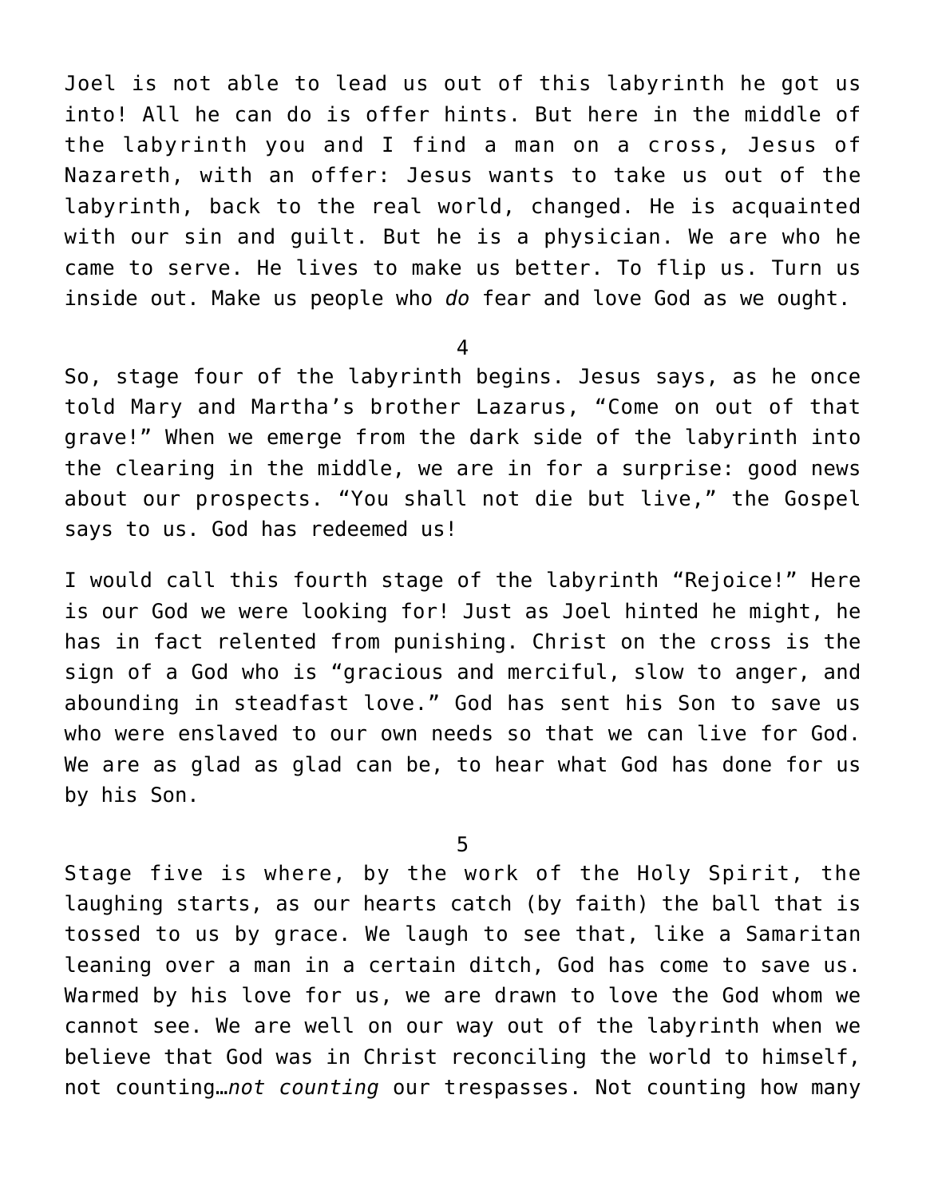Joel is not able to lead us out of this labyrinth he got us into! All he can do is offer hints. But here in the middle of the labyrinth you and I find a man on a cross, Jesus of Nazareth, with an offer: Jesus wants to take us out of the labyrinth, back to the real world, changed. He is acquainted with our sin and guilt. But he is a physician. We are who he came to serve. He lives to make us better. To flip us. Turn us inside out. Make us people who *do* fear and love God as we ought.

4

So, stage four of the labyrinth begins. Jesus says, as he once told Mary and Martha's brother Lazarus, "Come on out of that grave!" When we emerge from the dark side of the labyrinth into the clearing in the middle, we are in for a surprise: good news about our prospects. "You shall not die but live," the Gospel says to us. God has redeemed us!

I would call this fourth stage of the labyrinth "Rejoice!" Here is our God we were looking for! Just as Joel hinted he might, he has in fact relented from punishing. Christ on the cross is the sign of a God who is "gracious and merciful, slow to anger, and abounding in steadfast love." God has sent his Son to save us who were enslaved to our own needs so that we can live for God. We are as glad as glad can be, to hear what God has done for us by his Son.

5

Stage five is where, by the work of the Holy Spirit, the laughing starts, as our hearts catch (by faith) the ball that is tossed to us by grace. We laugh to see that, like a Samaritan leaning over a man in a certain ditch, God has come to save us. Warmed by his love for us, we are drawn to love the God whom we cannot see. We are well on our way out of the labyrinth when we believe that God was in Christ reconciling the world to himself, not counting…*not counting* our trespasses. Not counting how many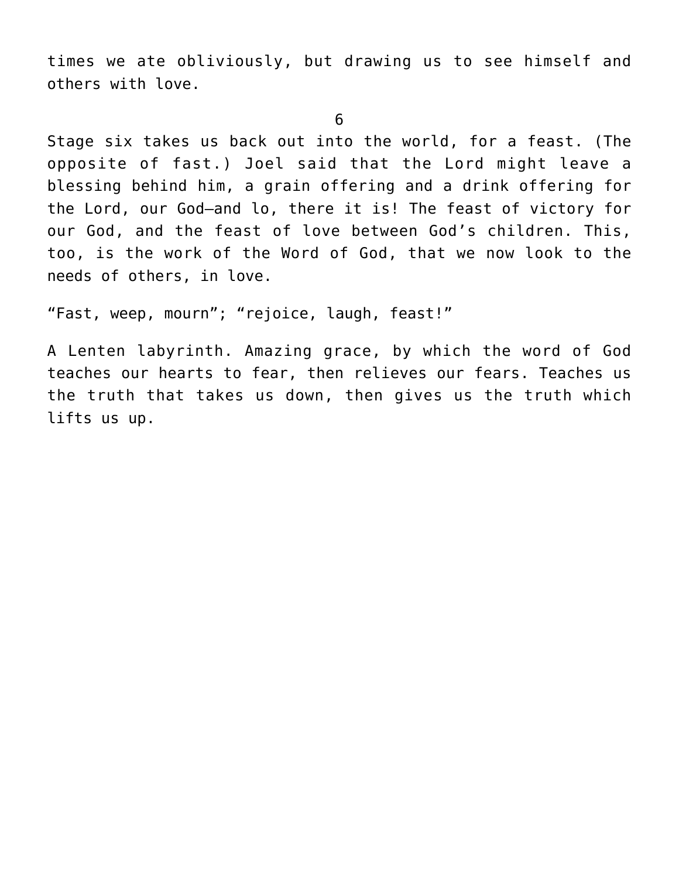times we ate obliviously, but drawing us to see himself and others with love.

6

Stage six takes us back out into the world, for a feast. (The opposite of fast.) Joel said that the Lord might leave a blessing behind him, a grain offering and a drink offering for the Lord, our God—and lo, there it is! The feast of victory for our God, and the feast of love between God's children. This, too, is the work of the Word of God, that we now look to the needs of others, in love.

"Fast, weep, mourn"; "rejoice, laugh, feast!"

A Lenten labyrinth. Amazing grace, by which the word of God teaches our hearts to fear, then relieves our fears. Teaches us the truth that takes us down, then gives us the truth which lifts us up.